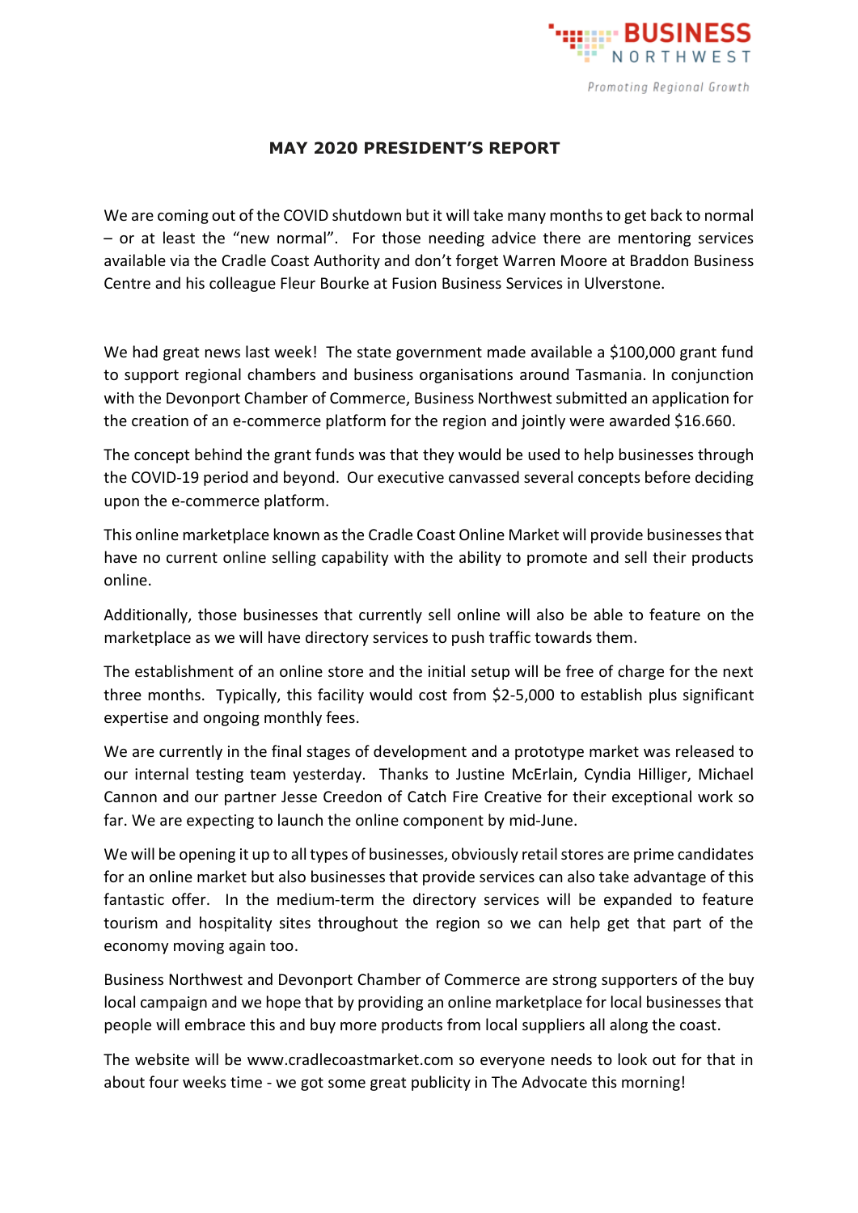BUSINESS NORTHWEST

*Promoting Regional Growth*

## MAY 2020 PRESIDENT'S REPORT

We are coming out of the COVID shutdown but it will take many months to get back to normal – or at least the "new normal". For those needing advice there are mentoring services available via the Cradle Coast Authority and don't forget Warren Moore at Braddon Business Centre and his colleague Fleur Bourke at Fusion Business Services in Ulverstone.

We had great news last week! The state government made available a $100,000 grant fund to support regional chambers and business organisations around Tasmania. In conjunction with the Devonport Chamber of Commerce, Business Northwest submitted an application for the creation of an e-commerce platform for the region and jointly were awarded $16.660.

The concept behind the grant funds was that they would be used to help businesses through the COVID-19 period and beyond. Our executive canvassed several concepts before deciding upon the e-commerce platform.

This online marketplace known as the Cradle Coast Online Market will provide businesses that have no current online selling capability with the ability to promote and sell their products online.

Additionally, those businesses that currently sell online will also be able to feature on the marketplace as we will have directory services to push traffic towards them.

The establishment of an online store and the initial setup will be free of charge for the next three months. Typically, this facility would cost from $2-5,000 to establish plus significant expertise and ongoing monthly fees.

We are currently in the final stages of development and a prototype market was released to our internal testing team yesterday. Thanks to Justine McErlain, Cyndia Hilliger, Michael Cannon and our partner Jesse Creedon of Catch Fire Creative for their exceptional work so far. We are expecting to launch the online component by mid-June.

We will be opening it up to all types of businesses, obviously retail stores are prime candidates for an online market but also businesses that provide services can also take advantage of this fantastic offer. In the medium-term the directory services will be expanded to feature tourism and hospitality sites throughout the region so we can help get that part of the economy moving again too.

Business Northwest and Devonport Chamber of Commerce are strong supporters of the buy local campaign and we hope that by providing an online marketplace for local businesses that people will embrace this and buy more products from local suppliers all along the coast.

The website will be www.cradlecoastmarket.com so everyone needs to look out for that in about four weeks time - we got some great publicity in The Advocate this morning!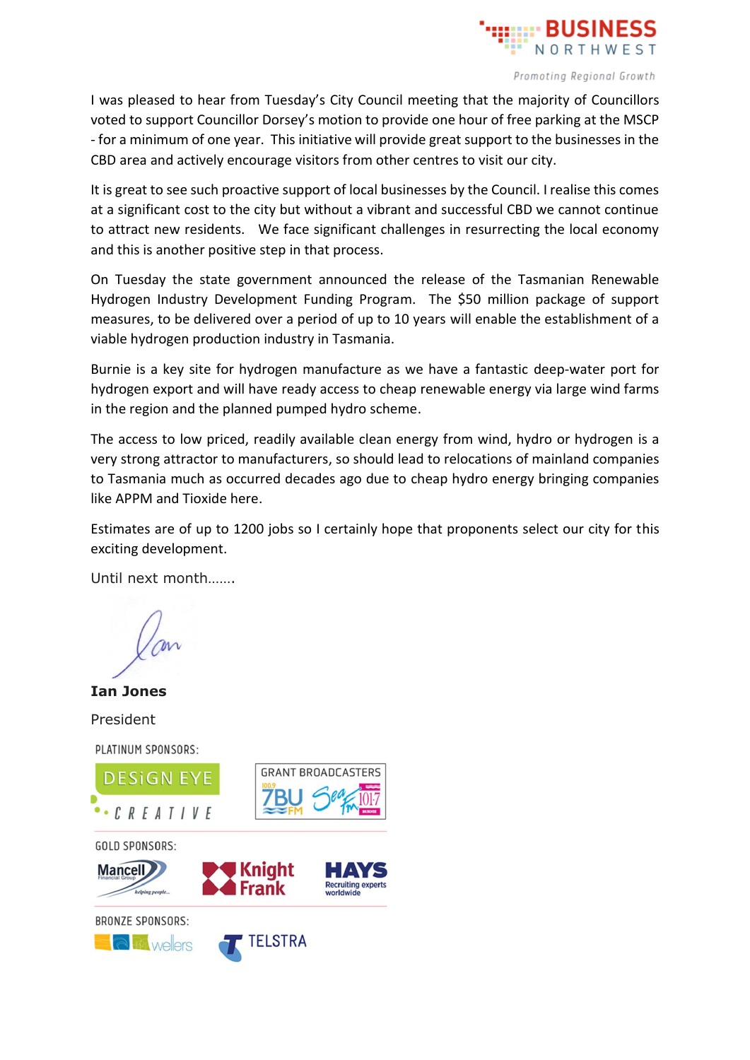BUSINESS NORTHWEST

Promoting Regional Growth

I was pleased to hear from Tuesday's City Council meeting that the majority of Councillors voted to support Councillor Dorsey's motion to provide one hour of free parking at the MSCP - for a minimum of one year. This initiative will provide great support to the businesses in the CBD area and actively encourage visitors from other centres to visit our city.

It is great to see such proactive support of local businesses by the Council. I realise this comes at a significant cost to the city but without a vibrant and successful CBD we cannot continue to attract new residents. We face significant challenges in resurrecting the local economy and this is another positive step in that process.

On Tuesday the state government announced the release of the Tasmanian Renewable Hydrogen Industry Development Funding Program. The $50 million package of support measures, to be delivered over a period of up to 10 years will enable the establishment of a viable hydrogen production industry in Tasmania.

Burnie is a key site for hydrogen manufacture as we have a fantastic deep-water port for hydrogen export and will have ready access to cheap renewable energy via large wind farms in the region and the planned pumped hydro scheme.

The access to low priced, readily available clean energy from wind, hydro or hydrogen is a very strong attractor to manufacturers, so should lead to relocations of mainland companies to Tasmania much as occurred decades ago due to cheap hydro energy bringing companies like APPM and Tioxide here.

Estimates are of up to 1200 jobs so I certainly hope that proponents select our city for this exciting development.

Until next month…….

Ian

**Ian Jones**

President

PLATINUM SPONSORS:

DESiGN EYE CREATIVE

GRANT BROADCASTERS 7BU Sea FM 101.7

GOLD SPONSORS:

Mancell Financial Group

Knight Frank

HAYS Recruiting experts worldwide

BRONZE SPONSORS:

wellers

TELSTRA